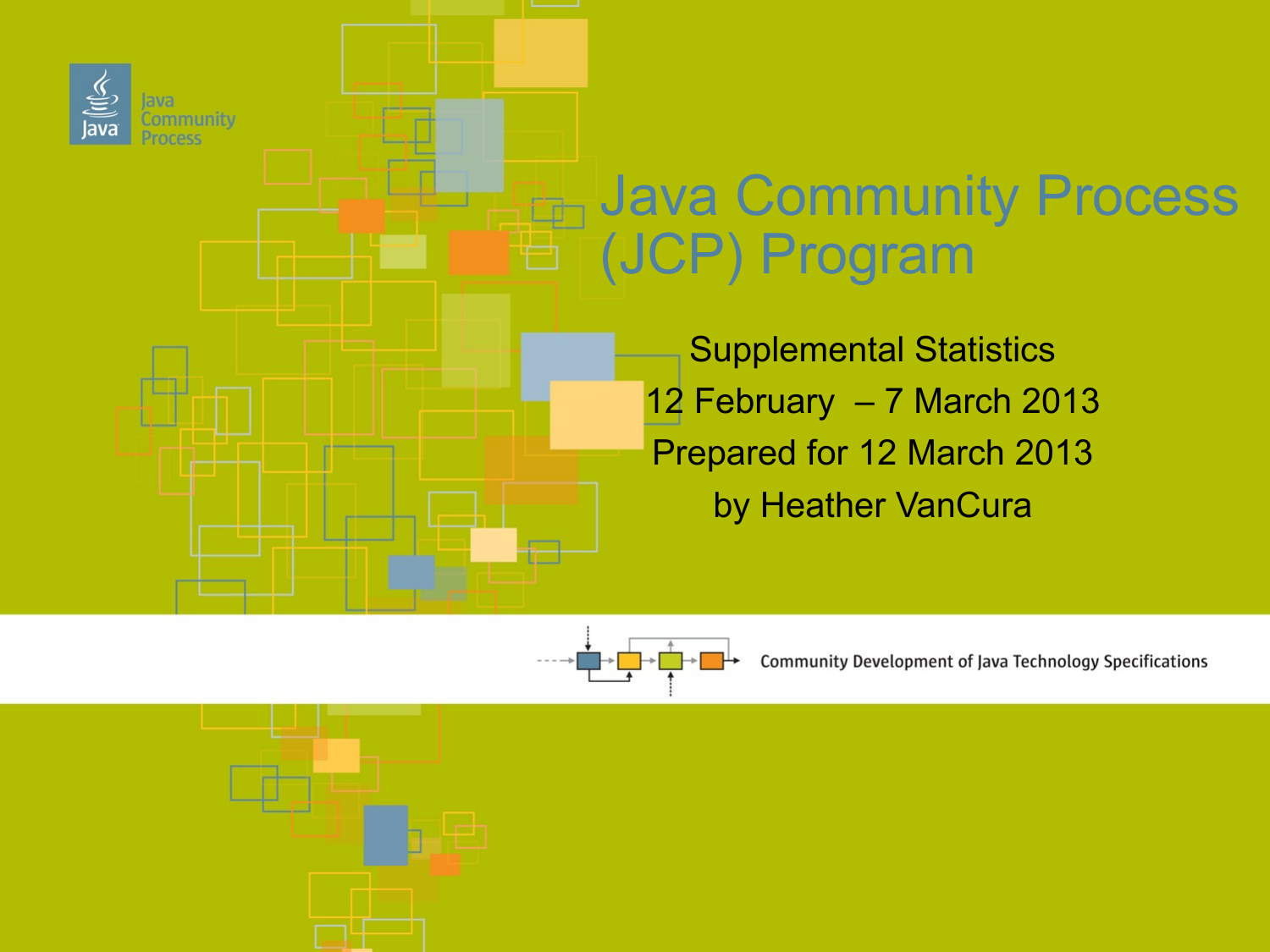Java Community Process

# Java Community Process (JCP) Program

Supplemental Statistics

12 February – 7 March 2013

Prepared for 12 March 2013

by Heather VanCura

Community Development of Java Technology Specifications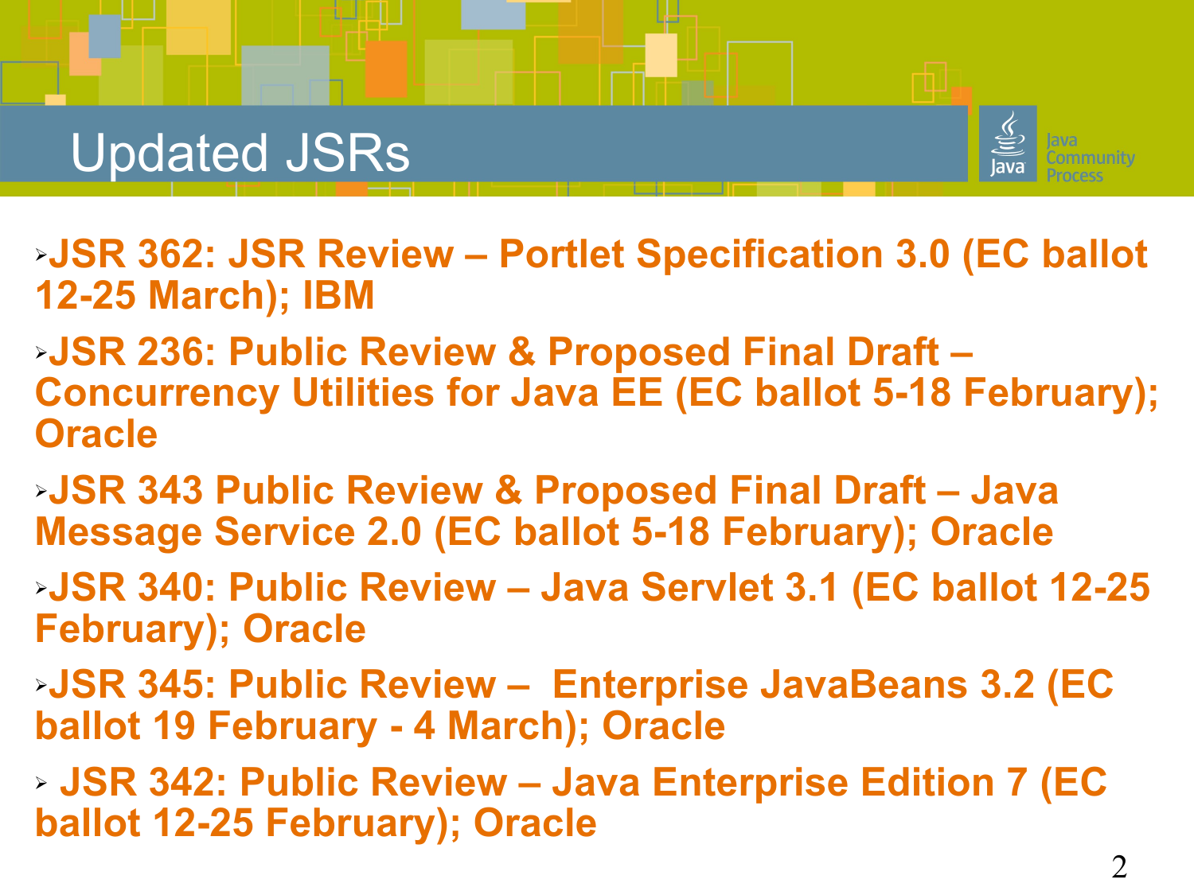# Updated JSRs

- **JSR 362: JSR Review – Portlet Specification 3.0 (EC ballot 12-25 March); IBM**
- **JSR 236: Public Review & Proposed Final Draft – Concurrency Utilities for Java EE (EC ballot 5-18 February); Oracle**
- **JSR 343 Public Review & Proposed Final Draft – Java Message Service 2.0 (EC ballot 5-18 February); Oracle**
- **JSR 340: Public Review – Java Servlet 3.1 (EC ballot 12-25 February); Oracle**
- **JSR 345: Public Review – Enterprise JavaBeans 3.2 (EC ballot 19 February - 4 March); Oracle**
- **JSR 342: Public Review – Java Enterprise Edition 7 (EC ballot 12-25 February); Oracle**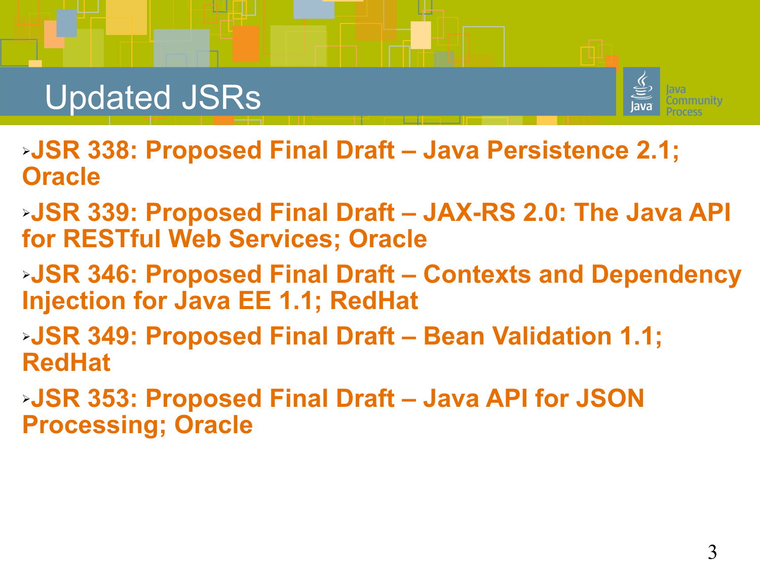# Updated JSRs

- **JSR 338: Proposed Final Draft – Java Persistence 2.1; Oracle**
- **JSR 339: Proposed Final Draft – JAX-RS 2.0: The Java API for RESTful Web Services; Oracle**
- **JSR 346: Proposed Final Draft – Contexts and Dependency Injection for Java EE 1.1; RedHat**
- **JSR 349: Proposed Final Draft – Bean Validation 1.1; RedHat**
- **JSR 353: Proposed Final Draft – Java API for JSON Processing; Oracle**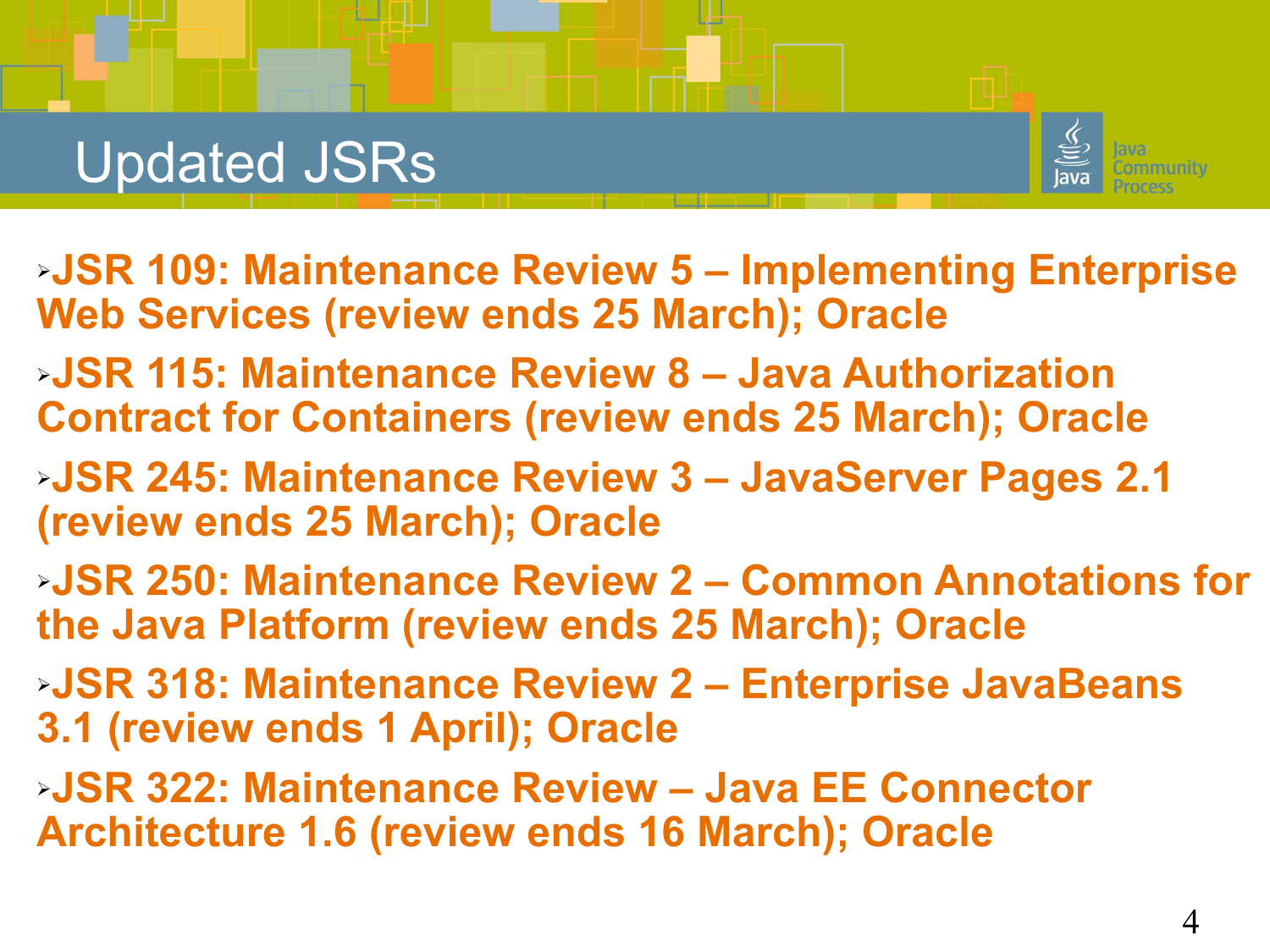# Updated JSRs

- **JSR 109: Maintenance Review 5 – Implementing Enterprise Web Services (review ends 25 March); Oracle**
- **JSR 115: Maintenance Review 8 – Java Authorization Contract for Containers (review ends 25 March); Oracle**
- **JSR 245: Maintenance Review 3 – JavaServer Pages 2.1 (review ends 25 March); Oracle**
- **JSR 250: Maintenance Review 2 – Common Annotations for the Java Platform (review ends 25 March); Oracle**
- **JSR 318: Maintenance Review 2 – Enterprise JavaBeans 3.1 (review ends 1 April); Oracle**
- **JSR 322: Maintenance Review – Java EE Connector Architecture 1.6 (review ends 16 March); Oracle**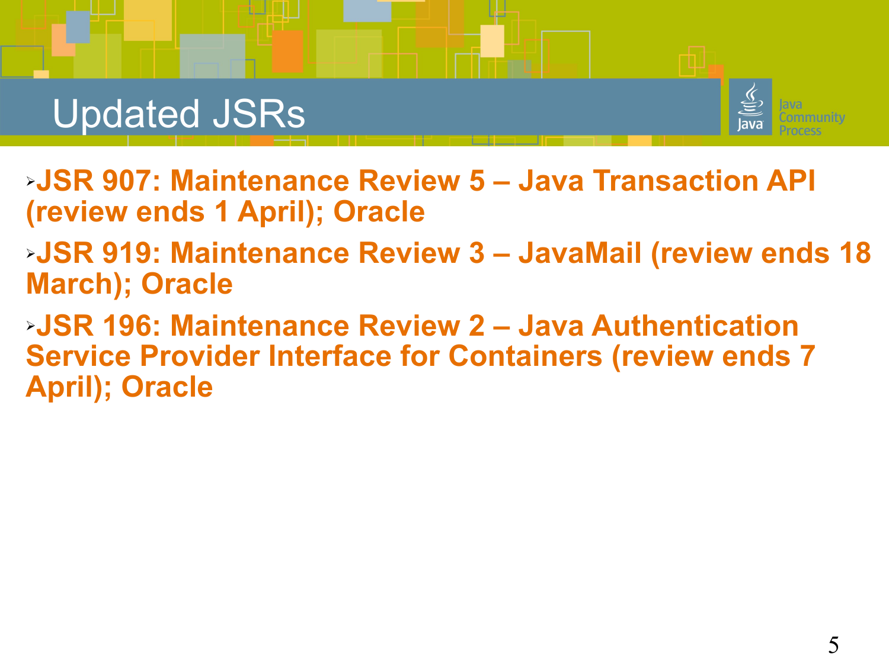# Updated JSRs

- **JSR 907: Maintenance Review 5 – Java Transaction API (review ends 1 April); Oracle**
- **JSR 919: Maintenance Review 3 – JavaMail (review ends 18 March); Oracle**
- **JSR 196: Maintenance Review 2 – Java Authentication Service Provider Interface for Containers (review ends 7 April); Oracle**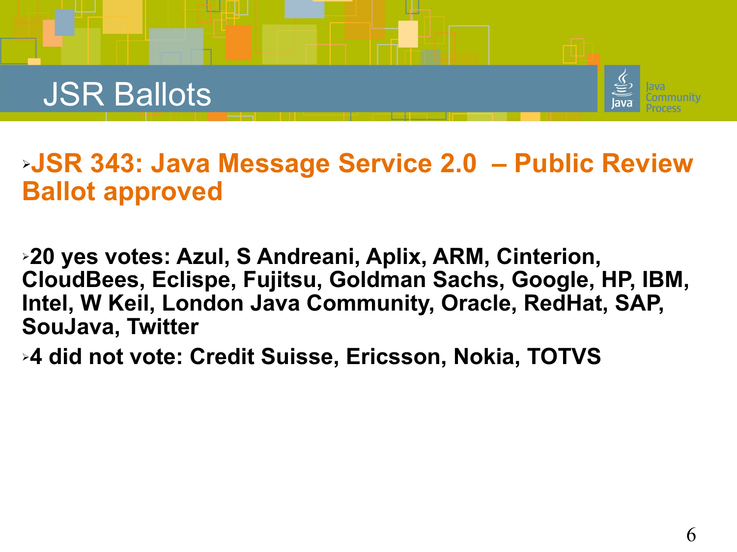# JSR Ballots

- **JSR 343: Java Message Service 2.0 – Public Review Ballot approved**

- **20 yes votes: Azul, S Andreani, Aplix, ARM, Cinterion, CloudBees, Eclispe, Fujitsu, Goldman Sachs, Google, HP, IBM, Intel, W Keil, London Java Community, Oracle, RedHat, SAP, SouJava, Twitter**
- **4 did not vote: Credit Suisse, Ericsson, Nokia, TOTVS**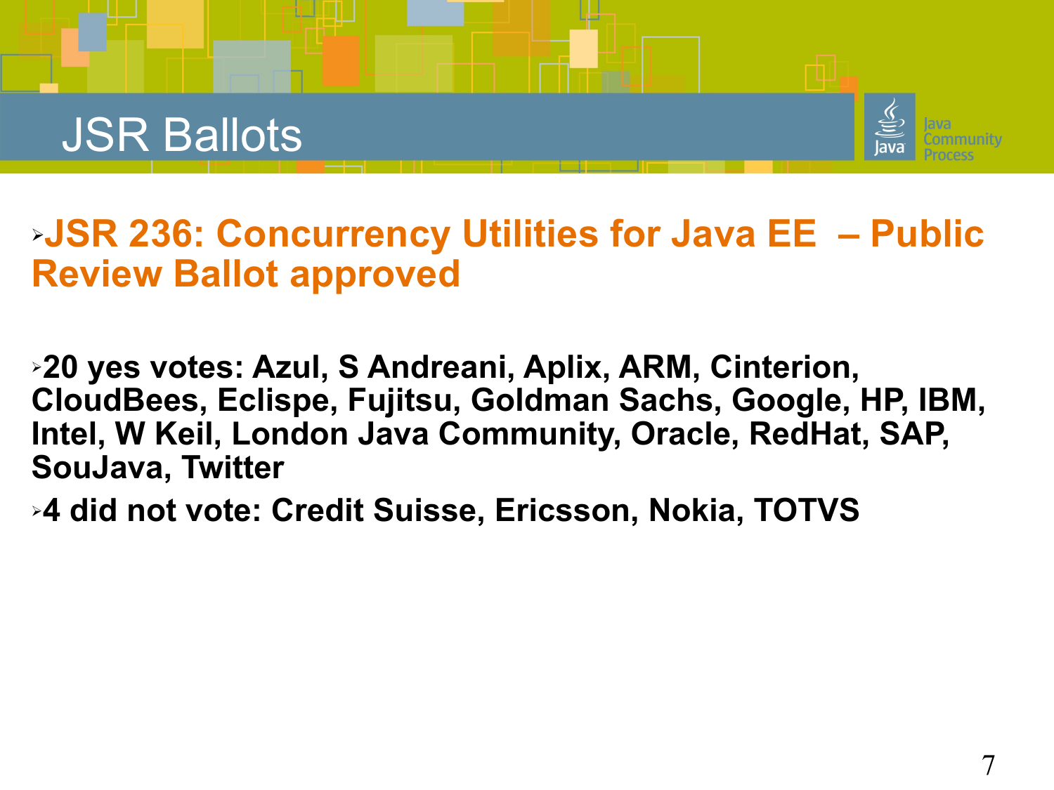# JSR Ballots

- **JSR 236: Concurrency Utilities for Java EE – Public Review Ballot approved**

- **20 yes votes: Azul, S Andreani, Aplix, ARM, Cinterion, CloudBees, Eclispe, Fujitsu, Goldman Sachs, Google, HP, IBM, Intel, W Keil, London Java Community, Oracle, RedHat, SAP, SouJava, Twitter**
- **4 did not vote: Credit Suisse, Ericsson, Nokia, TOTVS**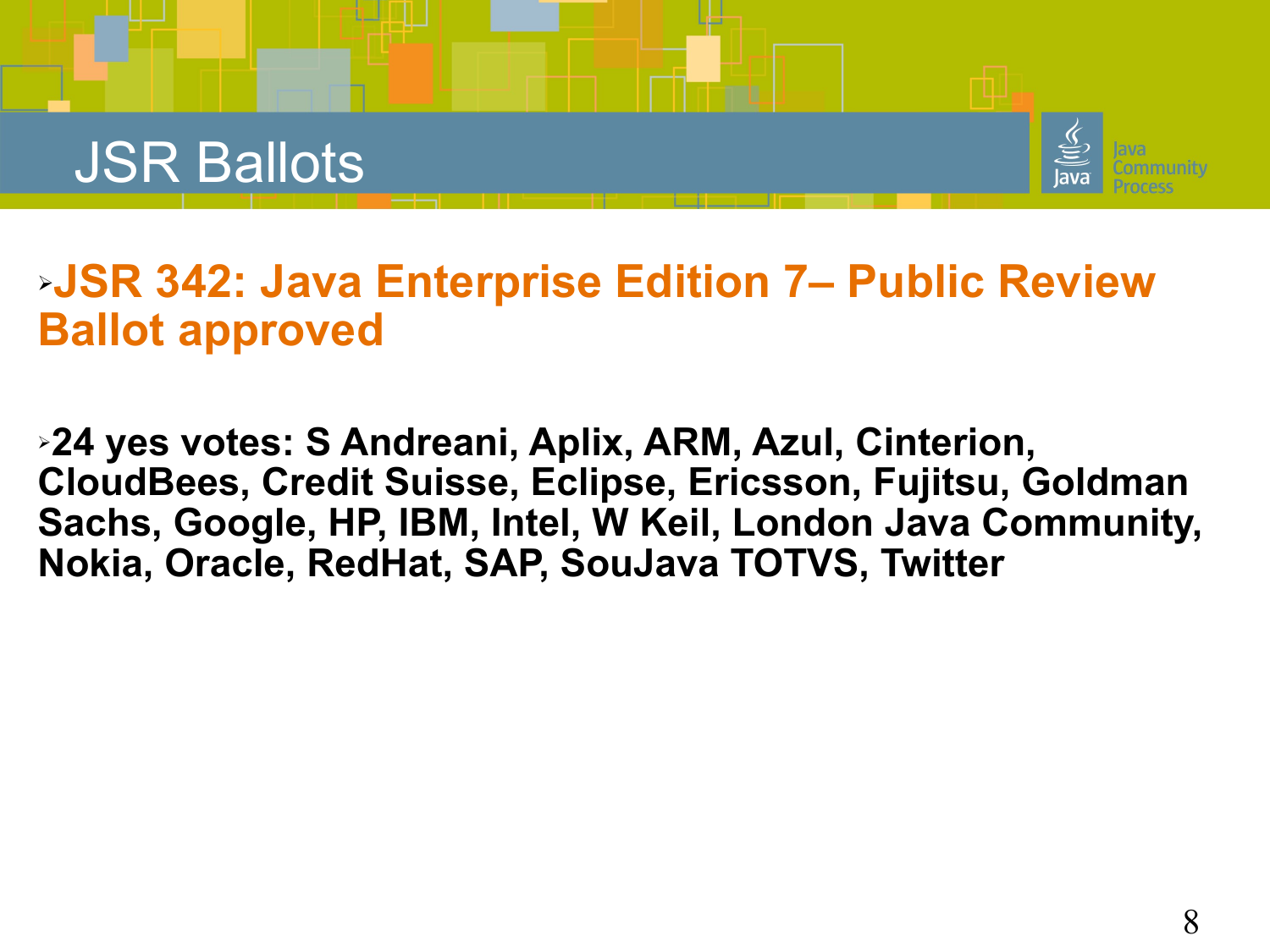# JSR Ballots

- **JSR 342: Java Enterprise Edition 7– Public Review Ballot approved**

- **24 yes votes: S Andreani, Aplix, ARM, Azul, Cinterion, CloudBees, Credit Suisse, Eclipse, Ericsson, Fujitsu, Goldman Sachs, Google, HP, IBM, Intel, W Keil, London Java Community, Nokia, Oracle, RedHat, SAP, SouJava TOTVS, Twitter**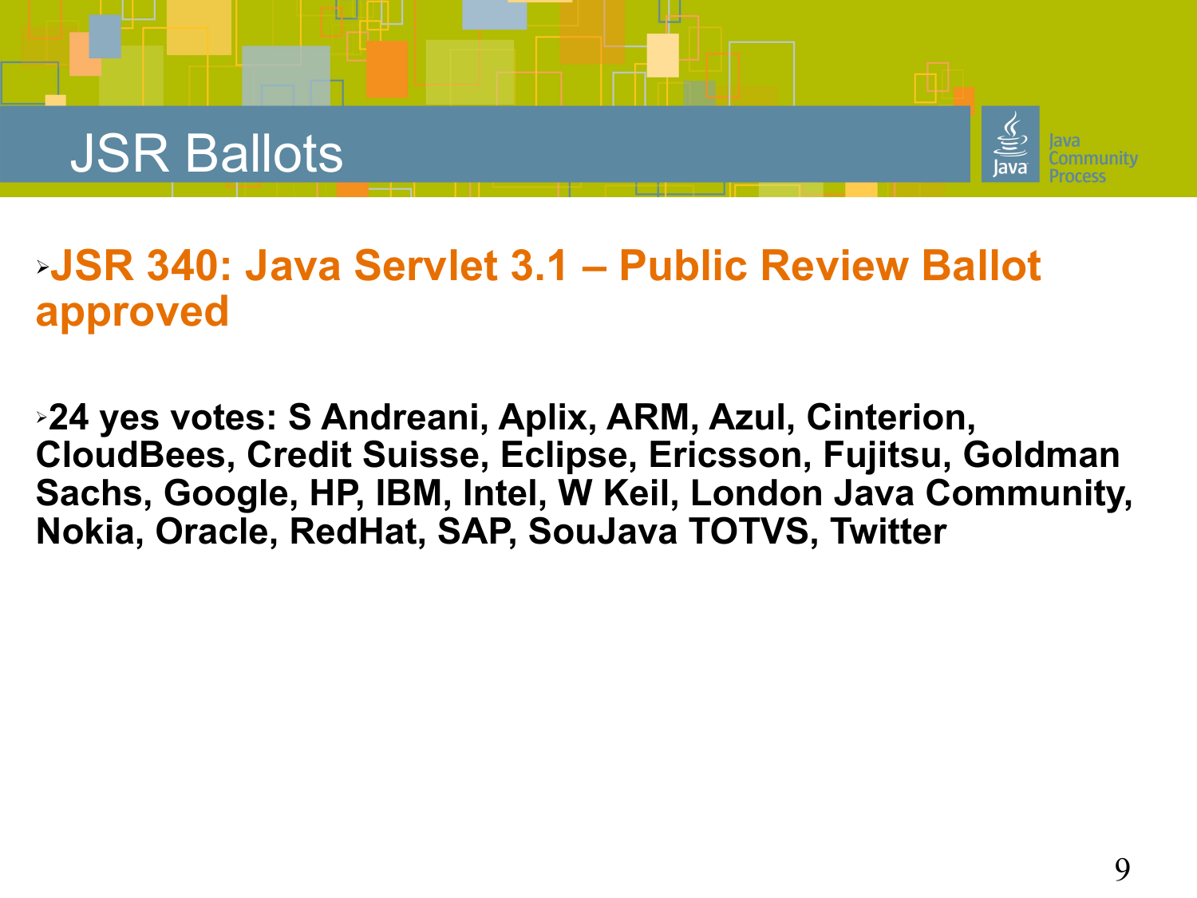# JSR Ballots

- **JSR 340: Java Servlet 3.1 – Public Review Ballot approved**

- **24 yes votes: S Andreani, Aplix, ARM, Azul, Cinterion, CloudBees, Credit Suisse, Eclipse, Ericsson, Fujitsu, Goldman Sachs, Google, HP, IBM, Intel, W Keil, London Java Community, Nokia, Oracle, RedHat, SAP, SouJava TOTVS, Twitter**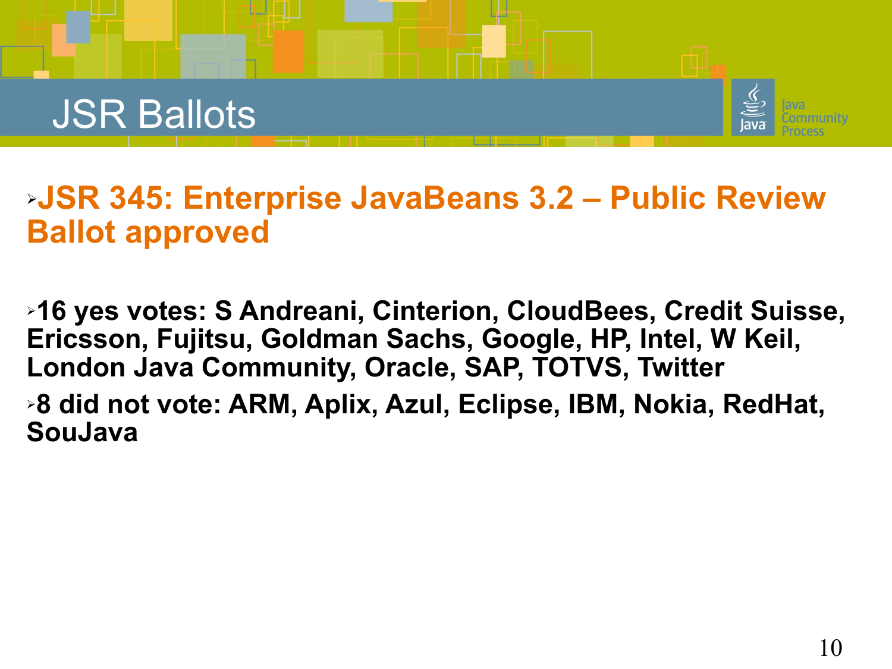# JSR Ballots

- **JSR 345: Enterprise JavaBeans 3.2 – Public Review Ballot approved**

- **16 yes votes: S Andreani, Cinterion, CloudBees, Credit Suisse, Ericsson, Fujitsu, Goldman Sachs, Google, HP, Intel, W Keil, London Java Community, Oracle, SAP, TOTVS, Twitter**
- **8 did not vote: ARM, Aplix, Azul, Eclipse, IBM, Nokia, RedHat, SouJava**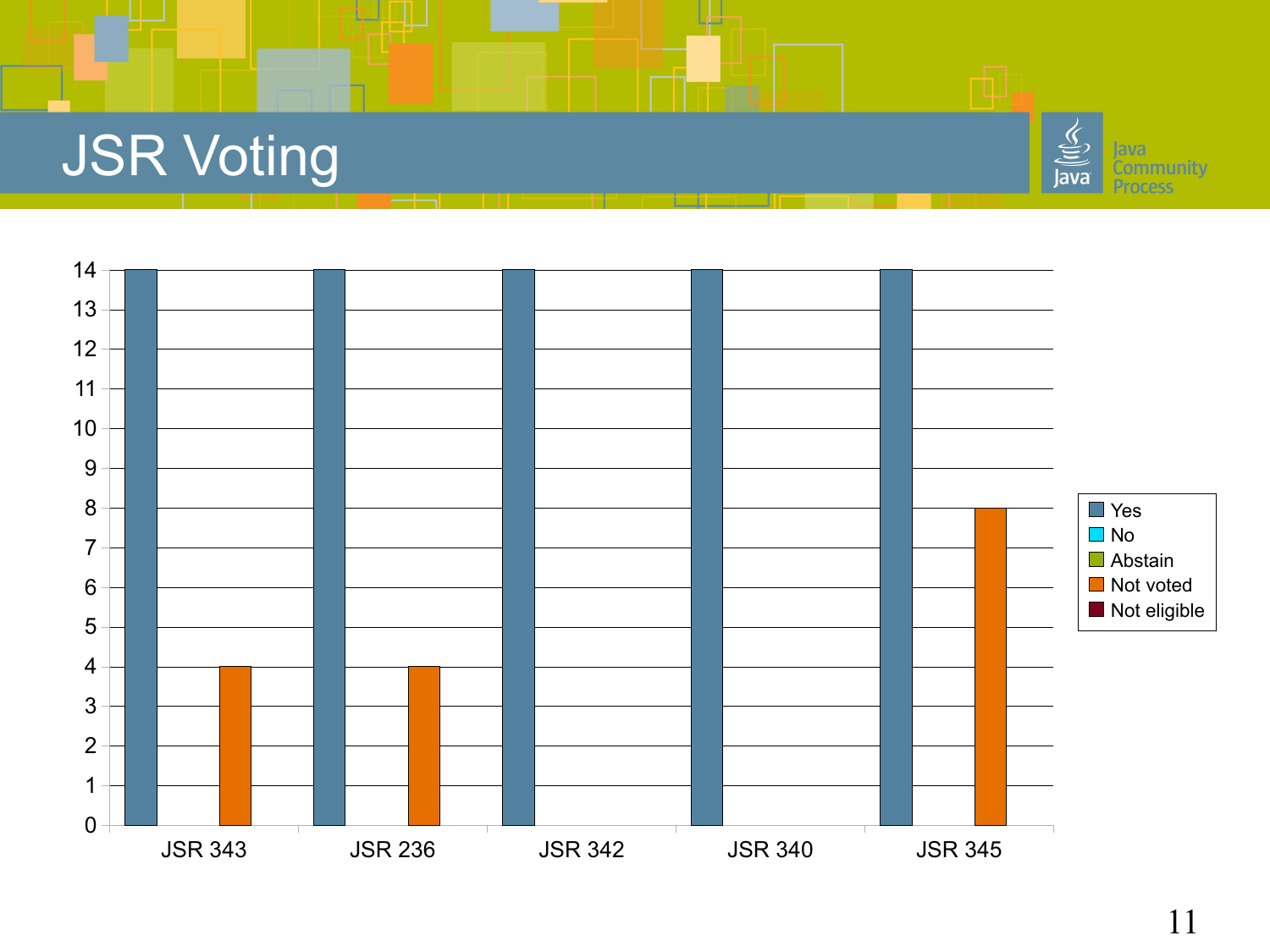# JSR Voting

| | Yes | No | Abstain | Not voted | Not eligible |
|---|---|---|---|---|---|
| JSR 343 | 14 | | | 4 | |
| JSR 236 | 14 | | | 4 | |
| JSR 342 | 14 | | | | |
| JSR 340 | 14 | | | | |
| JSR 345 | 14 | | | 8 | |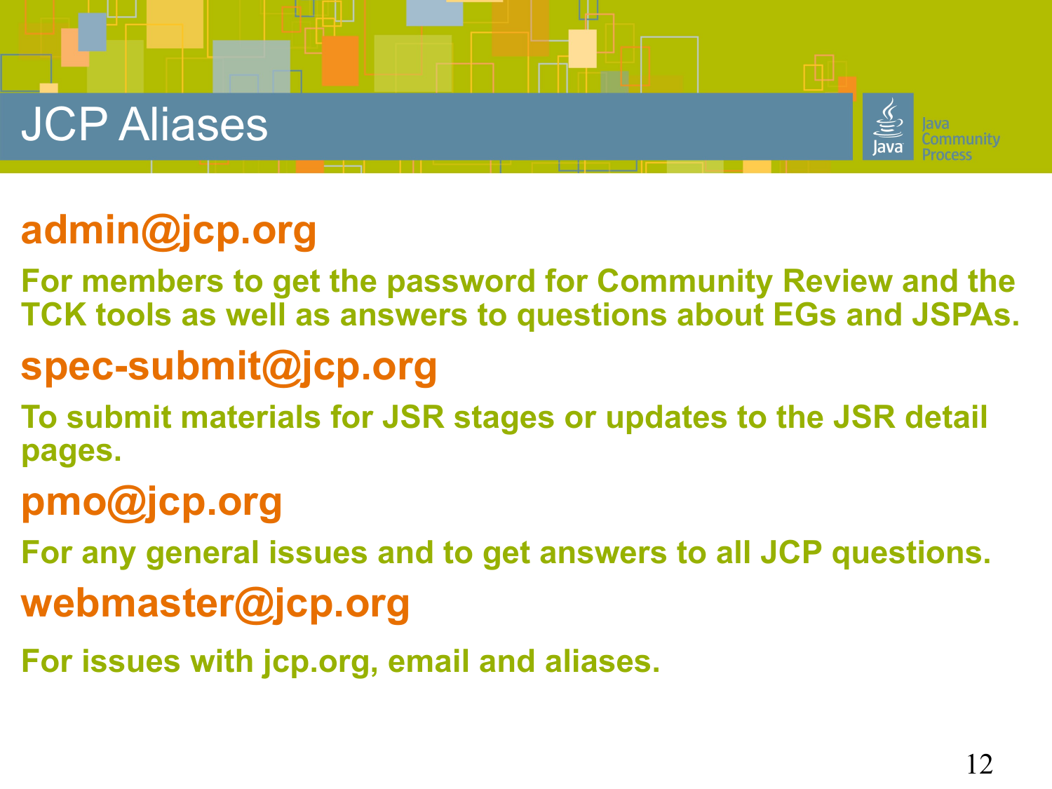# JCP Aliases

## admin@jcp.org

**For members to get the password for Community Review and the TCK tools as well as answers to questions about EGs and JSPAs.**

## spec-submit@jcp.org

**To submit materials for JSR stages or updates to the JSR detail pages.**

## pmo@jcp.org

**For any general issues and to get answers to all JCP questions.**

## webmaster@jcp.org

**For issues with jcp.org, email and aliases.**